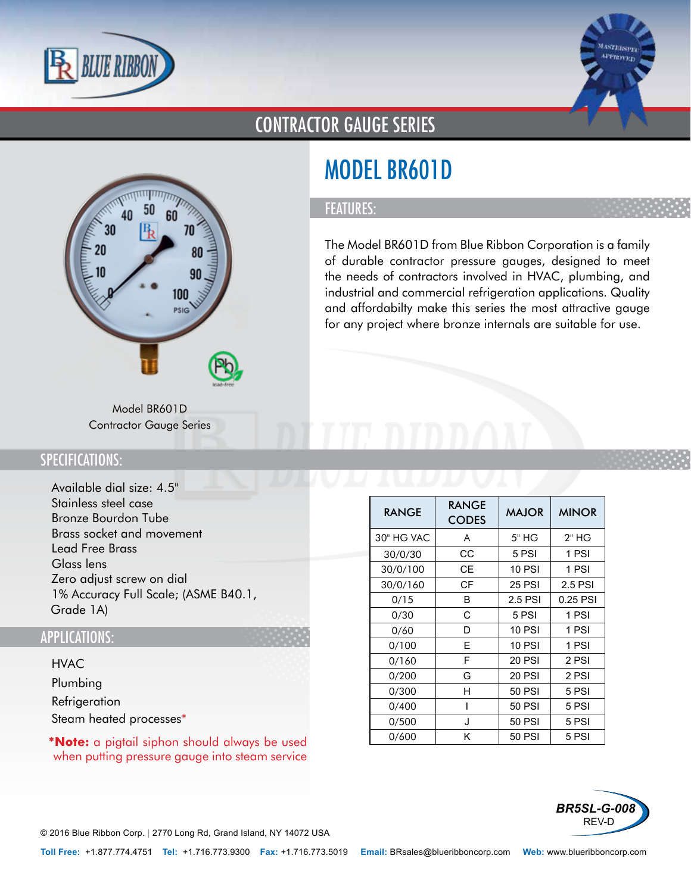# CONTRACTOR GAUGE SERIES

## MODEL BR601D

### FEATURES:

The Model BR601D from Blue Ribbon Corporation is a family of durable contractor pressure gauges, designed to meet the needs of contractors involved in HVAC, plumbing, and industrial and commercial refrigeration applications. Quality and affordabilty make this series the most attractive gauge for any project where bronze internals are suitable for use.

Model BR601D
Contractor Gauge Series

### SPECIFICATIONS:

Available dial size: 4.5"
Stainless steel case
Bronze Bourdon Tube
Brass socket and movement
Lead Free Brass
Glass lens
Zero adjust screw on dial
1% Accuracy Full Scale; (ASME B40.1, Grade 1A)

| RANGE | RANGE CODES | MAJOR | MINOR |
|---|---|---|---|
| 30" HG VAC | A | 5" HG | 2" HG |
| 30/0/30 | CC | 5 PSI | 1 PSI |
| 30/0/100 | CE | 10 PSI | 1 PSI |
| 30/0/160 | CF | 25 PSI | 2.5 PSI |
| 0/15 | B | 2.5 PSI | 0.25 PSI |
| 0/30 | C | 5 PSI | 1 PSI |
| 0/60 | D | 10 PSI | 1 PSI |
| 0/100 | E | 10 PSI | 1 PSI |
| 0/160 | F | 20 PSI | 2 PSI |
| 0/200 | G | 20 PSI | 2 PSI |
| 0/300 | H | 50 PSI | 5 PSI |
| 0/400 | I | 50 PSI | 5 PSI |
| 0/500 | J | 50 PSI | 5 PSI |
| 0/600 | K | 50 PSI | 5 PSI |

### APPLICATIONS:

HVAC
Plumbing
Refrigeration
Steam heated processes*

***Note:** a pigtail siphon should always be used when putting pressure gauge into steam service

BR5SL-G-008
REV-D

© 2016 Blue Ribbon Corp. | 2770 Long Rd, Grand Island, NY 14072 USA

**Toll Free:** +1.877.774.4751 **Tel:** +1.716.773.9300 **Fax:** +1.716.773.5019 **Email:** BRsales@blueribboncorp.com **Web:** www.blueribboncorp.com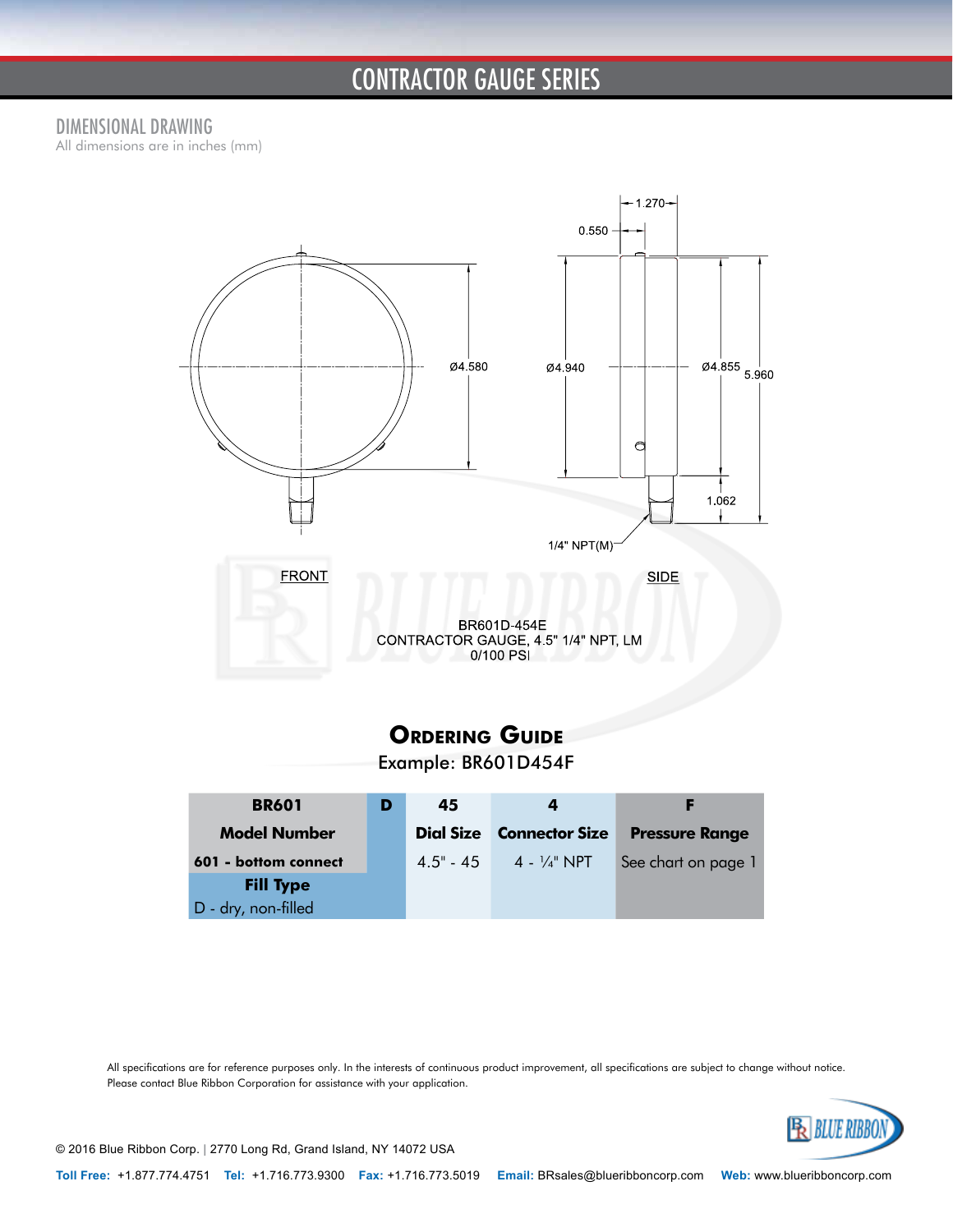# CONTRACTOR GAUGE SERIES

## DIMENSIONAL DRAWING

All dimensions are in inches (mm)

1.270

0.550

Ø4.580

Ø4.940

Ø4.855

5.960

1.062

1/4" NPT(M)

FRONT

SIDE

BR601D-454E
CONTRACTOR GAUGE, 4.5" 1/4" NPT, LM
0/100 PSI

## ORDERING GUIDE

Example: BR601D454F

| BR601 | D | 45 | 4 | F |
|---|---|---|---|---|
| **Model Number** | | **Dial Size** | **Connector Size** | **Pressure Range** |
| **601 - bottom connect** | | 4.5" - 45 | 4 - ¼" NPT | See chart on page 1 |
| **Fill Type** | | | | |
| D - dry, non-filled | | | | |

All specifications are for reference purposes only. In the interests of continuous product improvement, all specifications are subject to change without notice. Please contact Blue Ribbon Corporation for assistance with your application.

© 2016 Blue Ribbon Corp. | 2770 Long Rd, Grand Island, NY 14072 USA

**Toll Free:** +1.877.774.4751 **Tel:** +1.716.773.9300 **Fax:** +1.716.773.5019 **Email:** BRsales@blueribboncorp.com **Web:** www.blueribboncorp.com